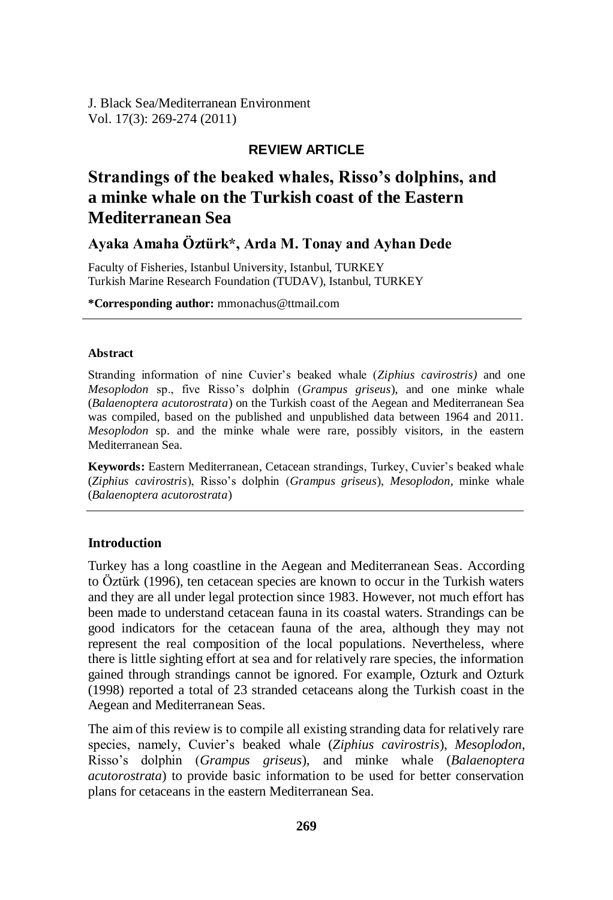**REVIEW ARTICLE**

# Strandings of the beaked whales, Risso's dolphins, and a minke whale on the Turkish coast of the Eastern Mediterranean Sea

**Ayaka Amaha Öztürk*, Arda M. Tonay and Ayhan Dede**

Faculty of Fisheries, Istanbul University, Istanbul, TURKEY
Turkish Marine Research Foundation (TUDAV), Istanbul, TURKEY

***Corresponding author:** mmonachus@ttmail.com

---

#### Abstract

Stranding information of nine Cuvier's beaked whale (*Ziphius cavirostris)* and one *Mesoplodon* sp., five Risso's dolphin (*Grampus griseus*), and one minke whale (*Balaenoptera acutorostrata*) on the Turkish coast of the Aegean and Mediterranean Sea was compiled, based on the published and unpublished data between 1964 and 2011. *Mesoplodon* sp. and the minke whale were rare, possibly visitors, in the eastern Mediterranean Sea.

**Keywords:** Eastern Mediterranean, Cetacean strandings, Turkey, Cuvier's beaked whale (*Ziphius cavirostris*), Risso's dolphin (*Grampus griseus*), *Mesoplodon*, minke whale (*Balaenoptera acutorostrata*)

---

### Introduction

Turkey has a long coastline in the Aegean and Mediterranean Seas. According to Öztürk (1996), ten cetacean species are known to occur in the Turkish waters and they are all under legal protection since 1983. However, not much effort has been made to understand cetacean fauna in its coastal waters. Strandings can be good indicators for the cetacean fauna of the area, although they may not represent the real composition of the local populations. Nevertheless, where there is little sighting effort at sea and for relatively rare species, the information gained through strandings cannot be ignored. For example, Ozturk and Ozturk (1998) reported a total of 23 stranded cetaceans along the Turkish coast in the Aegean and Mediterranean Seas.

The aim of this review is to compile all existing stranding data for relatively rare species, namely, Cuvier's beaked whale (*Ziphius cavirostris*), *Mesoplodon*, Risso's dolphin (*Grampus griseus*), and minke whale (*Balaenoptera acutorostrata*) to provide basic information to be used for better conservation plans for cetaceans in the eastern Mediterranean Sea.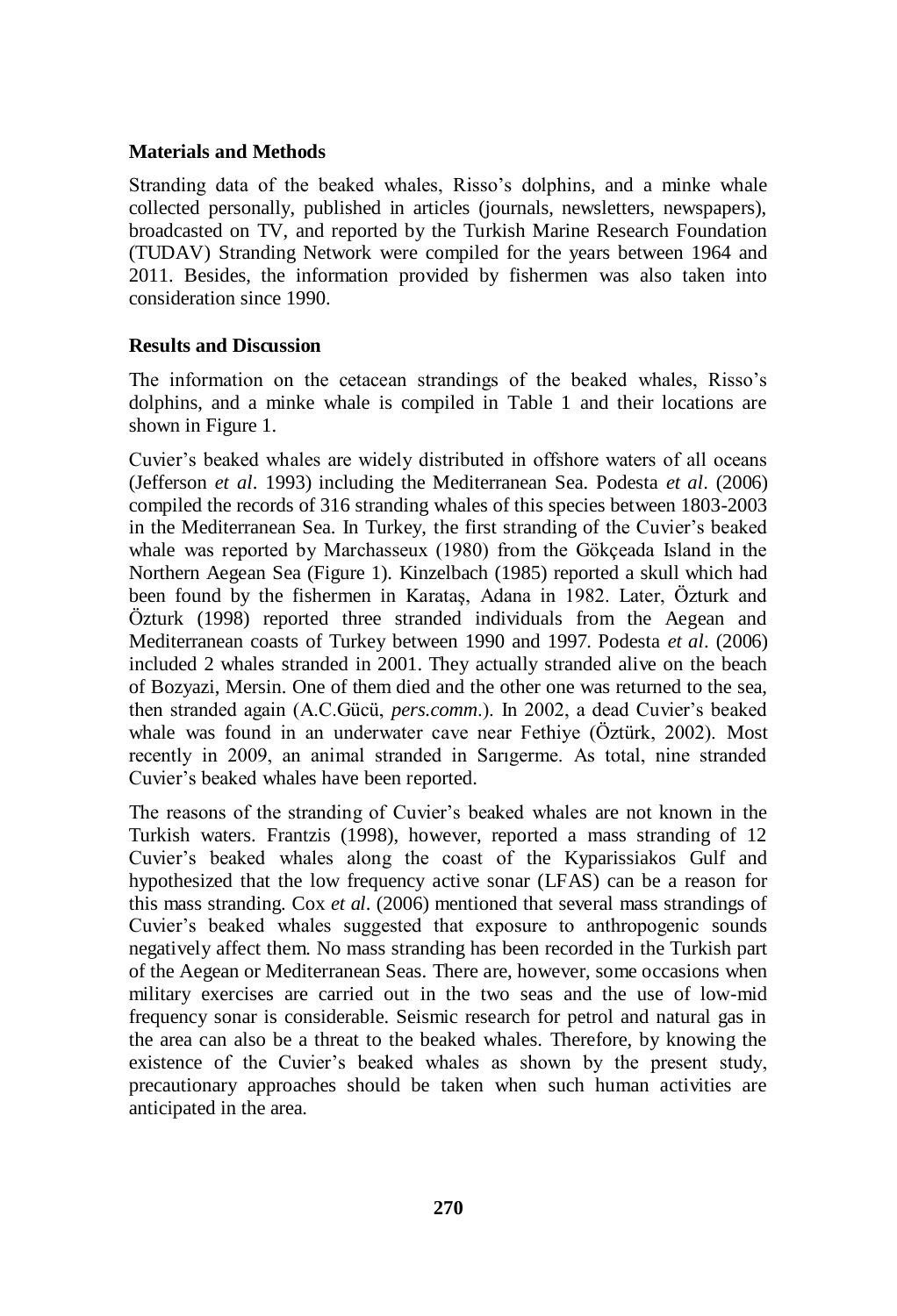## Materials and Methods

Stranding data of the beaked whales, Risso's dolphins, and a minke whale collected personally, published in articles (journals, newsletters, newspapers), broadcasted on TV, and reported by the Turkish Marine Research Foundation (TUDAV) Stranding Network were compiled for the years between 1964 and 2011. Besides, the information provided by fishermen was also taken into consideration since 1990.

## Results and Discussion

The information on the cetacean strandings of the beaked whales, Risso's dolphins, and a minke whale is compiled in Table 1 and their locations are shown in Figure 1.

Cuvier's beaked whales are widely distributed in offshore waters of all oceans (Jefferson *et al*. 1993) including the Mediterranean Sea. Podesta *et al*. (2006) compiled the records of 316 stranding whales of this species between 1803-2003 in the Mediterranean Sea. In Turkey, the first stranding of the Cuvier's beaked whale was reported by Marchasseux (1980) from the Gökçeada Island in the Northern Aegean Sea (Figure 1). Kinzelbach (1985) reported a skull which had been found by the fishermen in Karataş, Adana in 1982. Later, Özturk and Özturk (1998) reported three stranded individuals from the Aegean and Mediterranean coasts of Turkey between 1990 and 1997. Podesta *et al*. (2006) included 2 whales stranded in 2001. They actually stranded alive on the beach of Bozyazi, Mersin. One of them died and the other one was returned to the sea, then stranded again (A.C.Gücü, *pers.comm*.). In 2002, a dead Cuvier's beaked whale was found in an underwater cave near Fethiye (Öztürk, 2002). Most recently in 2009, an animal stranded in Sarıgerme. As total, nine stranded Cuvier's beaked whales have been reported.

The reasons of the stranding of Cuvier's beaked whales are not known in the Turkish waters. Frantzis (1998), however, reported a mass stranding of 12 Cuvier's beaked whales along the coast of the Kyparissiakos Gulf and hypothesized that the low frequency active sonar (LFAS) can be a reason for this mass stranding. Cox *et al*. (2006) mentioned that several mass strandings of Cuvier's beaked whales suggested that exposure to anthropogenic sounds negatively affect them. No mass stranding has been recorded in the Turkish part of the Aegean or Mediterranean Seas. There are, however, some occasions when military exercises are carried out in the two seas and the use of low-mid frequency sonar is considerable. Seismic research for petrol and natural gas in the area can also be a threat to the beaked whales. Therefore, by knowing the existence of the Cuvier's beaked whales as shown by the present study, precautionary approaches should be taken when such human activities are anticipated in the area.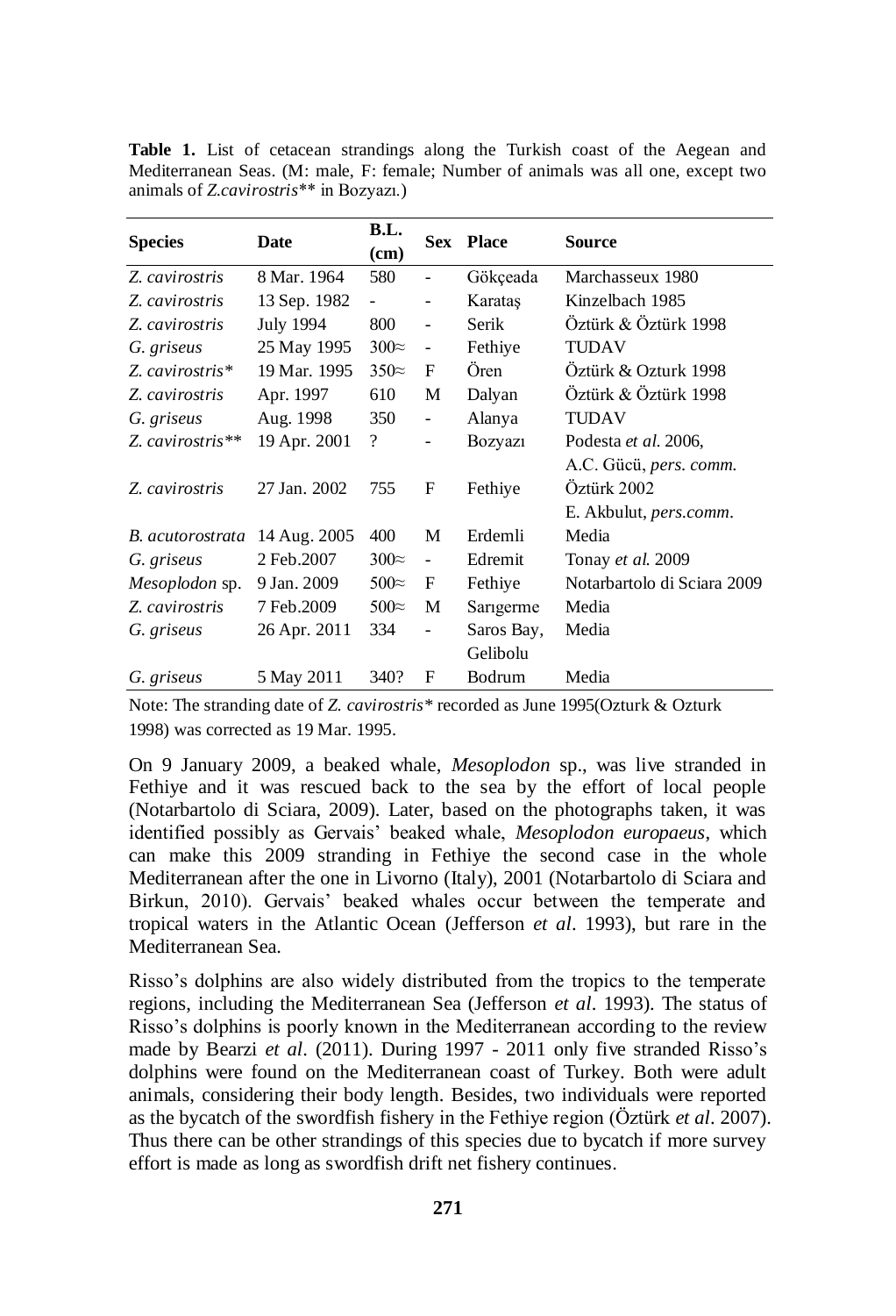**Table 1.** List of cetacean strandings along the Turkish coast of the Aegean and Mediterranean Seas. (M: male, F: female; Number of animals was all one, except two animals of *Z.cavirostris*** in Bozyazı.)

| Species | Date | B.L. (cm) | Sex | Place | Source |
|---|---|---|---|---|---|
| *Z. cavirostris* | 8 Mar. 1964 | 580 | - | Gökçeada | Marchasseux 1980 |
| *Z. cavirostris* | 13 Sep. 1982 | - | - | Karataş | Kinzelbach 1985 |
| *Z. cavirostris* | July 1994 | 800 | - | Serik | Öztürk & Öztürk 1998 |
| *G. griseus* | 25 May 1995 | 300≈ | - | Fethiye | TUDAV |
| *Z. cavirostris** | 19 Mar. 1995 | 350≈ | F | Ören | Öztürk & Ozturk 1998 |
| *Z. cavirostris* | Apr. 1997 | 610 | M | Dalyan | Öztürk & Öztürk 1998 |
| *G. griseus* | Aug. 1998 | 350 | - | Alanya | TUDAV |
| *Z. cavirostris*** | 19 Apr. 2001 | ? | - | Bozyazı | Podesta *et al.* 2006, A.C. Gücü, *pers. comm.* |
| *Z. cavirostris* | 27 Jan. 2002 | 755 | F | Fethiye | Öztürk 2002 E. Akbulut, *pers.comm.* |
| *B. acutorostrata* | 14 Aug. 2005 | 400 | M | Erdemli | Media |
| *G. griseus* | 2 Feb.2007 | 300≈ | - | Edremit | Tonay *et al.* 2009 |
| *Mesoplodon* sp. | 9 Jan. 2009 | 500≈ | F | Fethiye | Notarbartolo di Sciara 2009 |
| *Z. cavirostris* | 7 Feb.2009 | 500≈ | M | Sarıgerme | Media |
| *G. griseus* | 26 Apr. 2011 | 334 | - | Saros Bay, Gelibolu | Media |
| *G. griseus* | 5 May 2011 | 340? | F | Bodrum | Media |

Note: The stranding date of *Z. cavirostris** recorded as June 1995(Ozturk & Ozturk 1998) was corrected as 19 Mar. 1995.

On 9 January 2009, a beaked whale, *Mesoplodon* sp., was live stranded in Fethiye and it was rescued back to the sea by the effort of local people (Notarbartolo di Sciara, 2009). Later, based on the photographs taken, it was identified possibly as Gervais' beaked whale, *Mesoplodon europaeus*, which can make this 2009 stranding in Fethiye the second case in the whole Mediterranean after the one in Livorno (Italy), 2001 (Notarbartolo di Sciara and Birkun, 2010). Gervais' beaked whales occur between the temperate and tropical waters in the Atlantic Ocean (Jefferson *et al*. 1993), but rare in the Mediterranean Sea.

Risso's dolphins are also widely distributed from the tropics to the temperate regions, including the Mediterranean Sea (Jefferson *et al*. 1993). The status of Risso's dolphins is poorly known in the Mediterranean according to the review made by Bearzi *et al*. (2011). During 1997 - 2011 only five stranded Risso's dolphins were found on the Mediterranean coast of Turkey. Both were adult animals, considering their body length. Besides, two individuals were reported as the bycatch of the swordfish fishery in the Fethiye region (Öztürk *et al*. 2007). Thus there can be other strandings of this species due to bycatch if more survey effort is made as long as swordfish drift net fishery continues.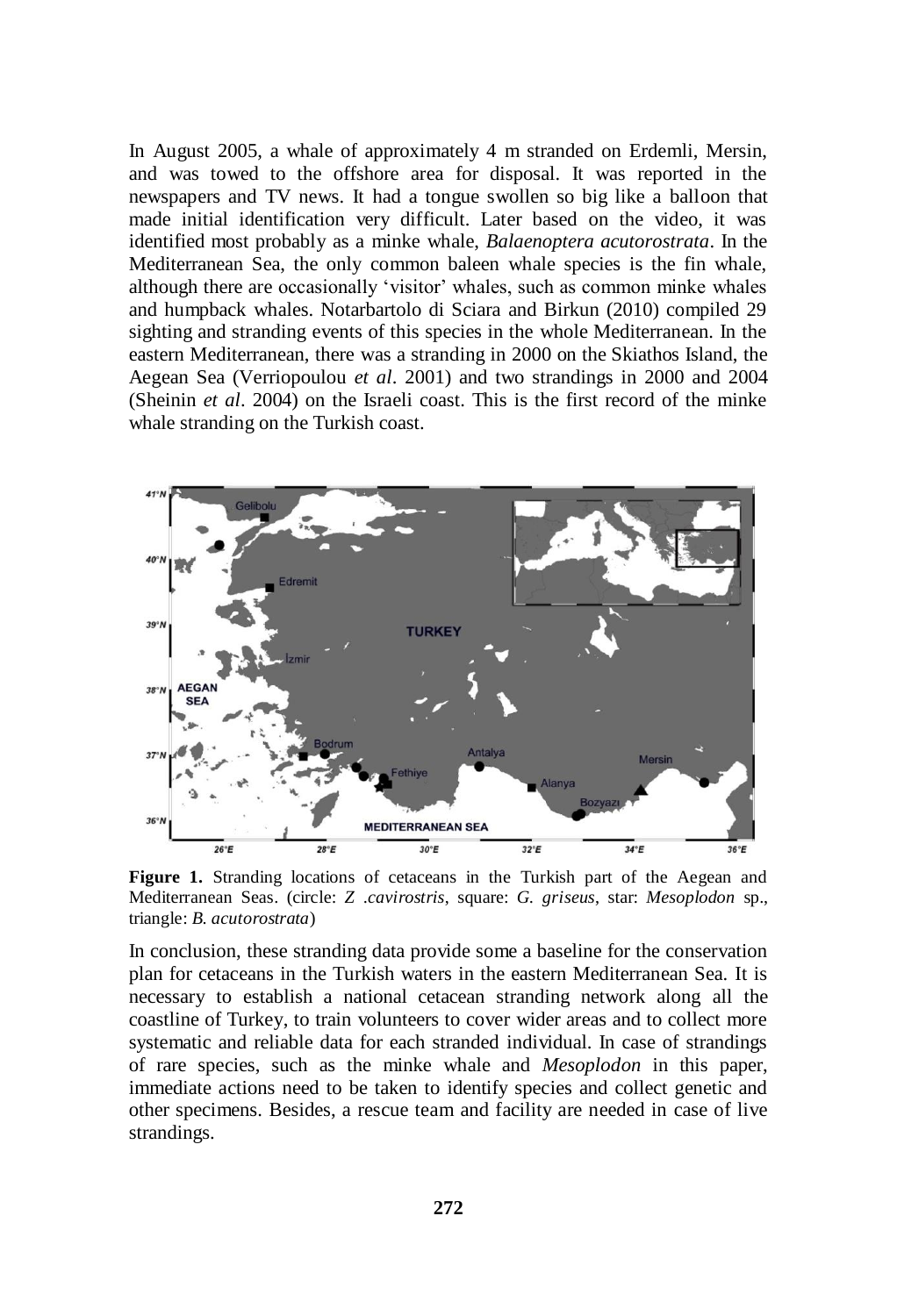In August 2005, a whale of approximately 4 m stranded on Erdemli, Mersin, and was towed to the offshore area for disposal. It was reported in the newspapers and TV news. It had a tongue swollen so big like a balloon that made initial identification very difficult. Later based on the video, it was identified most probably as a minke whale, *Balaenoptera acutorostrata*. In the Mediterranean Sea, the only common baleen whale species is the fin whale, although there are occasionally 'visitor' whales, such as common minke whales and humpback whales. Notarbartolo di Sciara and Birkun (2010) compiled 29 sighting and stranding events of this species in the whole Mediterranean. In the eastern Mediterranean, there was a stranding in 2000 on the Skiathos Island, the Aegean Sea (Verriopoulou *et al*. 2001) and two strandings in 2000 and 2004 (Sheinin *et al*. 2004) on the Israeli coast. This is the first record of the minke whale stranding on the Turkish coast.

**Figure 1.** Stranding locations of cetaceans in the Turkish part of the Aegean and Mediterranean Seas. (circle: *Z .cavirostris*, square: *G. griseus*, star: *Mesoplodon* sp., triangle: *B. acutorostrata*)

In conclusion, these stranding data provide some a baseline for the conservation plan for cetaceans in the Turkish waters in the eastern Mediterranean Sea. It is necessary to establish a national cetacean stranding network along all the coastline of Turkey, to train volunteers to cover wider areas and to collect more systematic and reliable data for each stranded individual. In case of strandings of rare species, such as the minke whale and *Mesoplodon* in this paper, immediate actions need to be taken to identify species and collect genetic and other specimens. Besides, a rescue team and facility are needed in case of live strandings.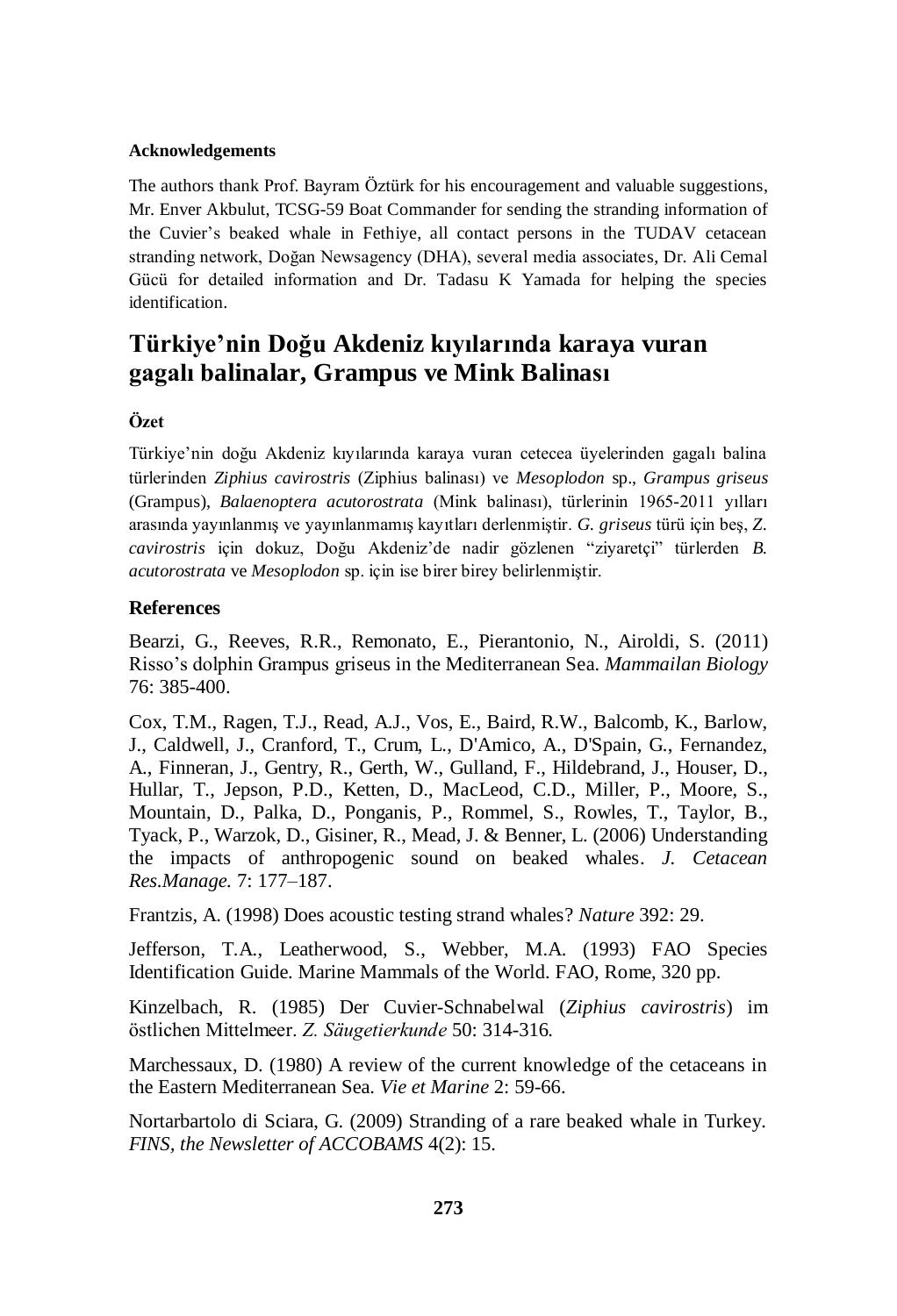#### Acknowledgements

The authors thank Prof. Bayram Öztürk for his encouragement and valuable suggestions, Mr. Enver Akbulut, TCSG-59 Boat Commander for sending the stranding information of the Cuvier's beaked whale in Fethiye, all contact persons in the TUDAV cetacean stranding network, Doğan Newsagency (DHA), several media associates, Dr. Ali Cemal Gücü for detailed information and Dr. Tadasu K Yamada for helping the species identification.

## Türkiye'nin Doğu Akdeniz kıyılarında karaya vuran gagalı balinalar, Grampus ve Mink Balinası

#### Özet

Türkiye'nin doğu Akdeniz kıyılarında karaya vuran cetecea üyelerinden gagalı balina türlerinden *Ziphius cavirostris* (Ziphius balinası) ve *Mesoplodon* sp., *Grampus griseus* (Grampus), *Balaenoptera acutorostrata* (Mink balinası), türlerinin 1965-2011 yılları arasında yayınlanmış ve yayınlanmamış kayıtları derlenmiştir. *G. griseus* türü için beş, *Z. cavirostris* için dokuz, Doğu Akdeniz'de nadir gözlenen "ziyaretçi" türlerden *B. acutorostrata* ve *Mesoplodon* sp. için ise birer birey belirlenmiştir.

#### References

Bearzi, G., Reeves, R.R., Remonato, E., Pierantonio, N., Airoldi, S. (2011) Risso's dolphin Grampus griseus in the Mediterranean Sea. *Mammailan Biology* 76: 385-400.

Cox, T.M., Ragen, T.J., Read, A.J., Vos, E., Baird, R.W., Balcomb, K., Barlow, J., Caldwell, J., Cranford, T., Crum, L., D'Amico, A., D'Spain, G., Fernandez, A., Finneran, J., Gentry, R., Gerth, W., Gulland, F., Hildebrand, J., Houser, D., Hullar, T., Jepson, P.D., Ketten, D., MacLeod, C.D., Miller, P., Moore, S., Mountain, D., Palka, D., Ponganis, P., Rommel, S., Rowles, T., Taylor, B., Tyack, P., Warzok, D., Gisiner, R., Mead, J. & Benner, L. (2006) Understanding the impacts of anthropogenic sound on beaked whales. *J. Cetacean Res.Manage.* 7: 177–187.

Frantzis, A. (1998) Does acoustic testing strand whales? *Nature* 392: 29.

Jefferson, T.A., Leatherwood, S., Webber, M.A. (1993) FAO Species Identification Guide. Marine Mammals of the World. FAO, Rome, 320 pp.

Kinzelbach, R. (1985) Der Cuvier-Schnabelwal (*Ziphius cavirostris*) im östlichen Mittelmeer. *Z. Säugetierkunde* 50: 314-316.

Marchessaux, D. (1980) A review of the current knowledge of the cetaceans in the Eastern Mediterranean Sea. *Vie et Marine* 2: 59-66.

Nortarbartolo di Sciara, G. (2009) Stranding of a rare beaked whale in Turkey. *FINS, the Newsletter of ACCOBAMS* 4(2): 15.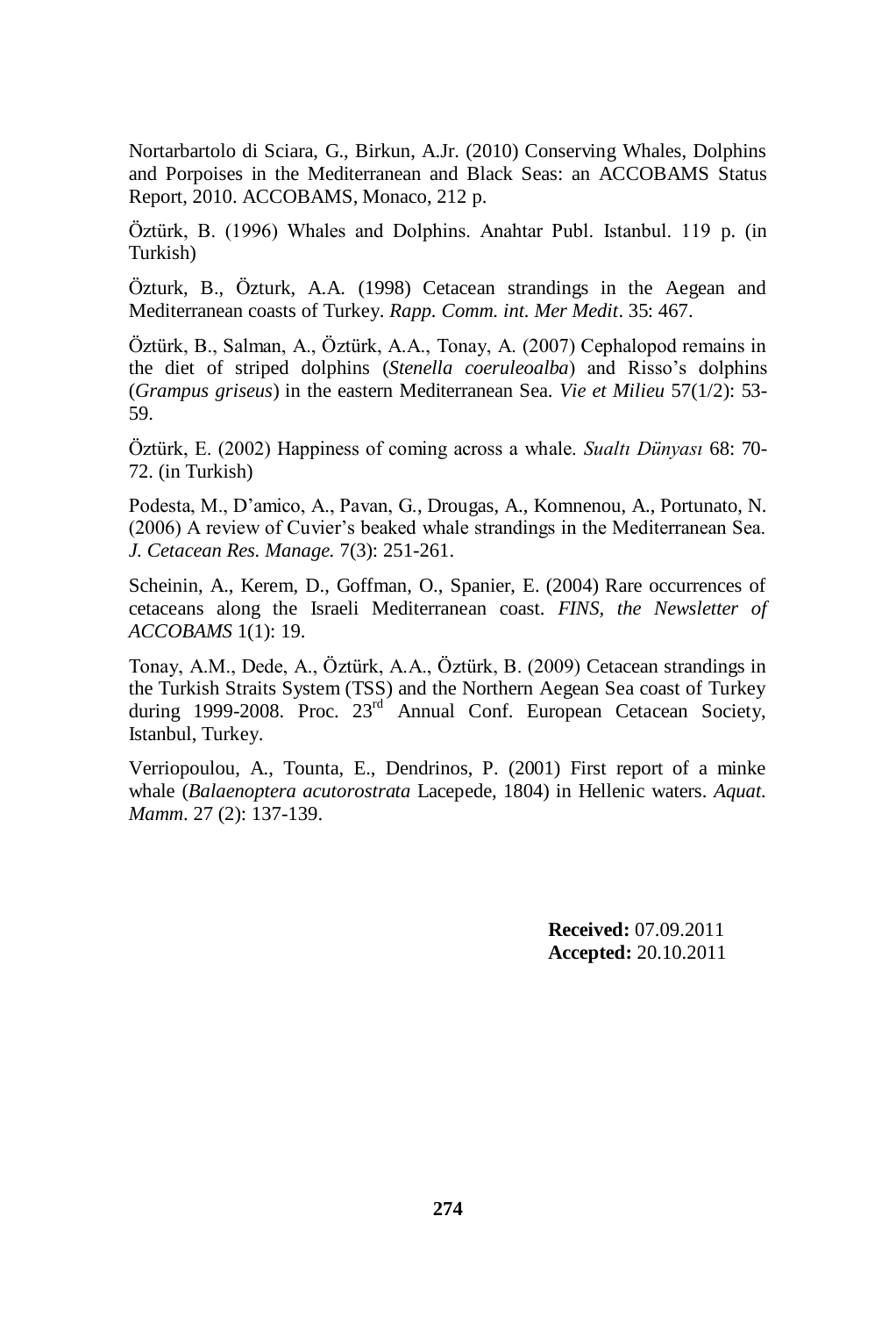Nortarbartolo di Sciara, G., Birkun, A.Jr. (2010) Conserving Whales, Dolphins and Porpoises in the Mediterranean and Black Seas: an ACCOBAMS Status Report, 2010. ACCOBAMS, Monaco, 212 p.

Öztürk, B. (1996) Whales and Dolphins. Anahtar Publ. Istanbul. 119 p. (in Turkish)

Özturk, B., Özturk, A.A. (1998) Cetacean strandings in the Aegean and Mediterranean coasts of Turkey. *Rapp. Comm. int. Mer Medit*. 35: 467.

Öztürk, B., Salman, A., Öztürk, A.A., Tonay, A. (2007) Cephalopod remains in the diet of striped dolphins (*Stenella coeruleoalba*) and Risso's dolphins (*Grampus griseus*) in the eastern Mediterranean Sea. *Vie et Milieu* 57(1/2): 53-59.

Öztürk, E. (2002) Happiness of coming across a whale. *Sualtı Dünyası* 68: 70-72. (in Turkish)

Podesta, M., D'amico, A., Pavan, G., Drougas, A., Komnenou, A., Portunato, N. (2006) A review of Cuvier's beaked whale strandings in the Mediterranean Sea. *J. Cetacean Res. Manage.* 7(3): 251-261.

Scheinin, A., Kerem, D., Goffman, O., Spanier, E. (2004) Rare occurrences of cetaceans along the Israeli Mediterranean coast. *FINS, the Newsletter of ACCOBAMS* 1(1): 19.

Tonay, A.M., Dede, A., Öztürk, A.A., Öztürk, B. (2009) Cetacean strandings in the Turkish Straits System (TSS) and the Northern Aegean Sea coast of Turkey during 1999-2008. Proc. 23rd Annual Conf. European Cetacean Society, Istanbul, Turkey.

Verriopoulou, A., Tounta, E., Dendrinos, P. (2001) First report of a minke whale (*Balaenoptera acutorostrata* Lacepede, 1804) in Hellenic waters. *Aquat. Mamm*. 27 (2): 137-139.

**Received:** 07.09.2011
**Accepted:** 20.10.2011